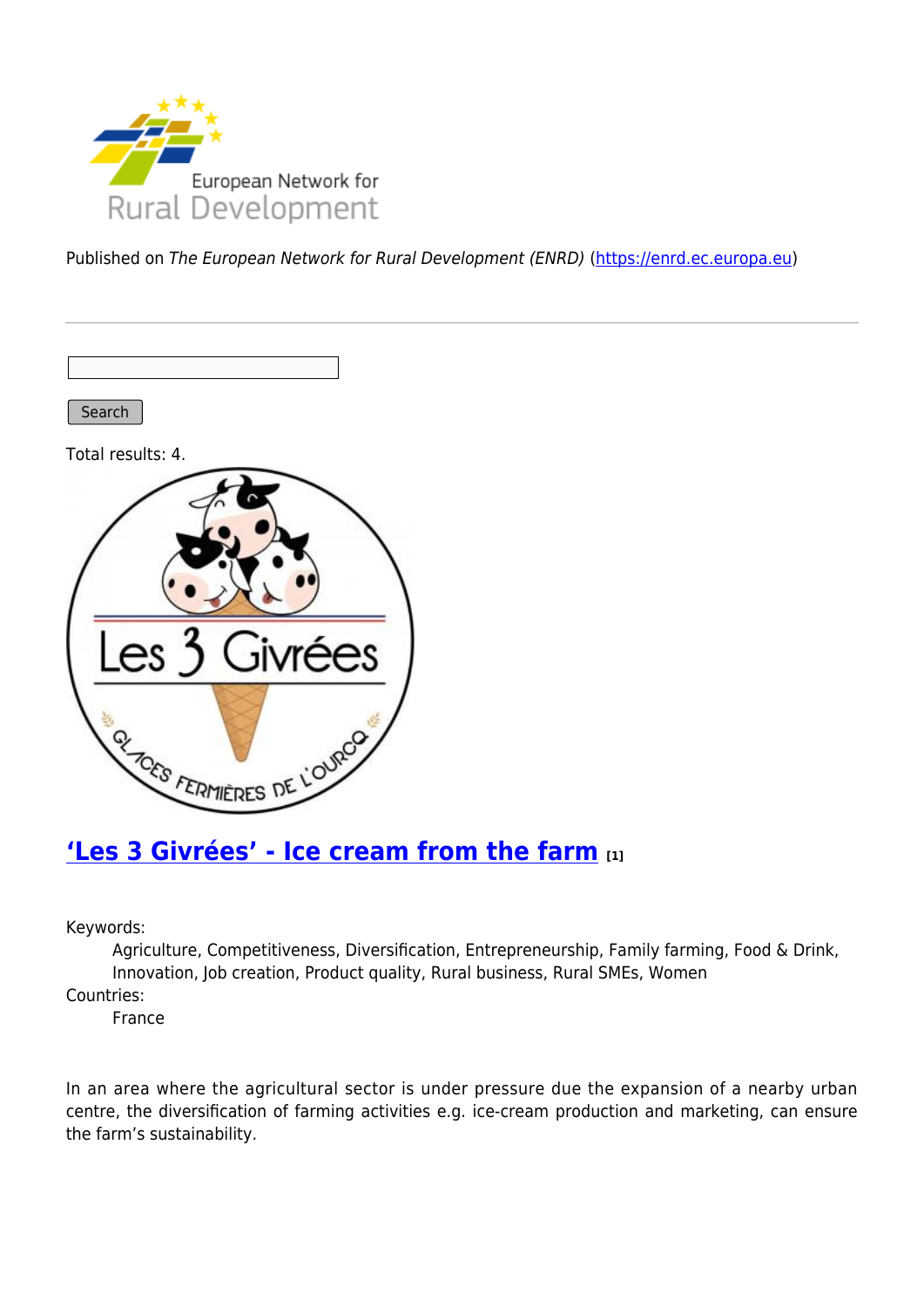Published on *The European Network for Rural Development (ENRD)* (https://enrd.ec.europa.eu)

Search

Total results: 4.

## ‘Les 3 Givrées’ - Ice cream from the farm [1]

Keywords:
: Agriculture, Competitiveness, Diversification, Entrepreneurship, Family farming, Food & Drink, Innovation, Job creation, Product quality, Rural business, Rural SMEs, Women

Countries:
: France

In an area where the agricultural sector is under pressure due the expansion of a nearby urban centre, the diversification of farming activities e.g. ice-cream production and marketing, can ensure the farm’s sustainability.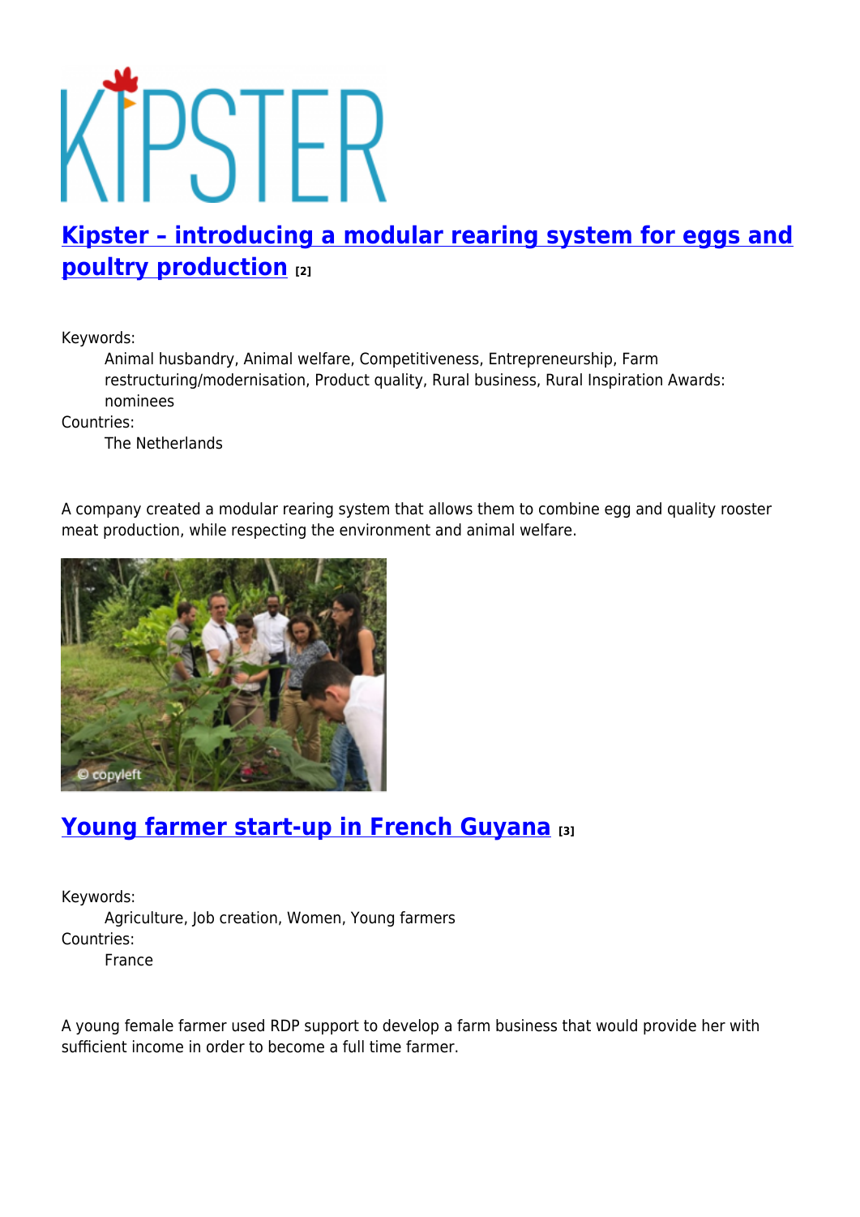## [Kipster – introducing a modular rearing system for eggs and poultry production](#) [2]

Keywords:

Animal husbandry, Animal welfare, Competitiveness, Entrepreneurship, Farm restructuring/modernisation, Product quality, Rural business, Rural Inspiration Awards: nominees

Countries:

The Netherlands

A company created a modular rearing system that allows them to combine egg and quality rooster meat production, while respecting the environment and animal welfare.

© copyleft

## [Young farmer start-up in French Guyana](#) [3]

Keywords:

Agriculture, Job creation, Women, Young farmers

Countries:

France

A young female farmer used RDP support to develop a farm business that would provide her with sufficient income in order to become a full time farmer.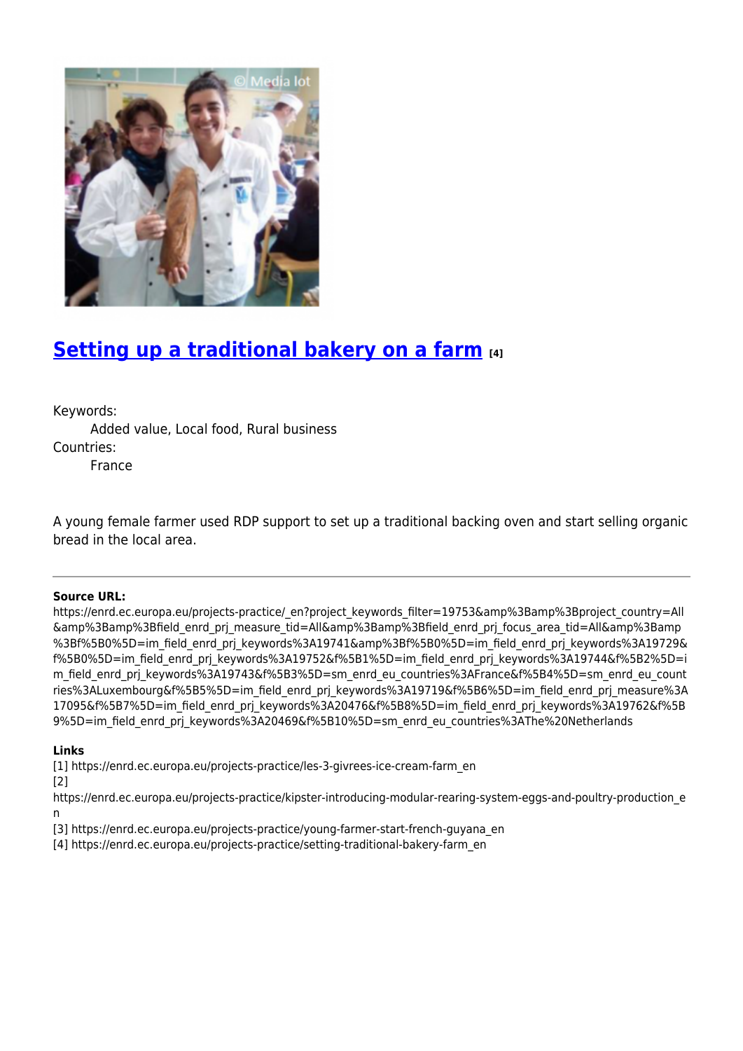## [Setting up a traditional bakery on a farm](https://enrd.ec.europa.eu/projects-practice/setting-traditional-bakery-farm_en) [4]

Keywords:
  Added value, Local food, Rural business

Countries:
  France

A young female farmer used RDP support to set up a traditional backing oven and start selling organic bread in the local area.

---

**Source URL:**
https://enrd.ec.europa.eu/projects-practice/_en?project_keywords_filter=19753&amp%3Bamp%3Bproject_country=All&amp%3Bamp%3Bfield_enrd_prj_measure_tid=All&amp%3Bamp%3Bfield_enrd_prj_focus_area_tid=All&amp%3Bamp%3Bf%5B0%5D=im_field_enrd_prj_keywords%3A19741&amp%3Bf%5B0%5D=im_field_enrd_prj_keywords%3A19729&f%5B0%5D=im_field_enrd_prj_keywords%3A19752&f%5B1%5D=im_field_enrd_prj_keywords%3A19744&f%5B2%5D=im_field_enrd_prj_keywords%3A19743&f%5B3%5D=sm_enrd_eu_countries%3AFrance&f%5B4%5D=sm_enrd_eu_countries%3ALuxembourg&f%5B5%5D=im_field_enrd_prj_keywords%3A19719&f%5B6%5D=im_field_enrd_prj_measure%3A17095&f%5B7%5D=im_field_enrd_prj_keywords%3A20476&f%5B8%5D=im_field_enrd_prj_keywords%3A19762&f%5B9%5D=im_field_enrd_prj_keywords%3A20469&f%5B10%5D=sm_enrd_eu_countries%3AThe%20Netherlands

**Links**

[1] https://enrd.ec.europa.eu/projects-practice/les-3-givrees-ice-cream-farm_en
[2] https://enrd.ec.europa.eu/projects-practice/kipster-introducing-modular-rearing-system-eggs-and-poultry-production_en
[3] https://enrd.ec.europa.eu/projects-practice/young-farmer-start-french-guyana_en
[4] https://enrd.ec.europa.eu/projects-practice/setting-traditional-bakery-farm_en